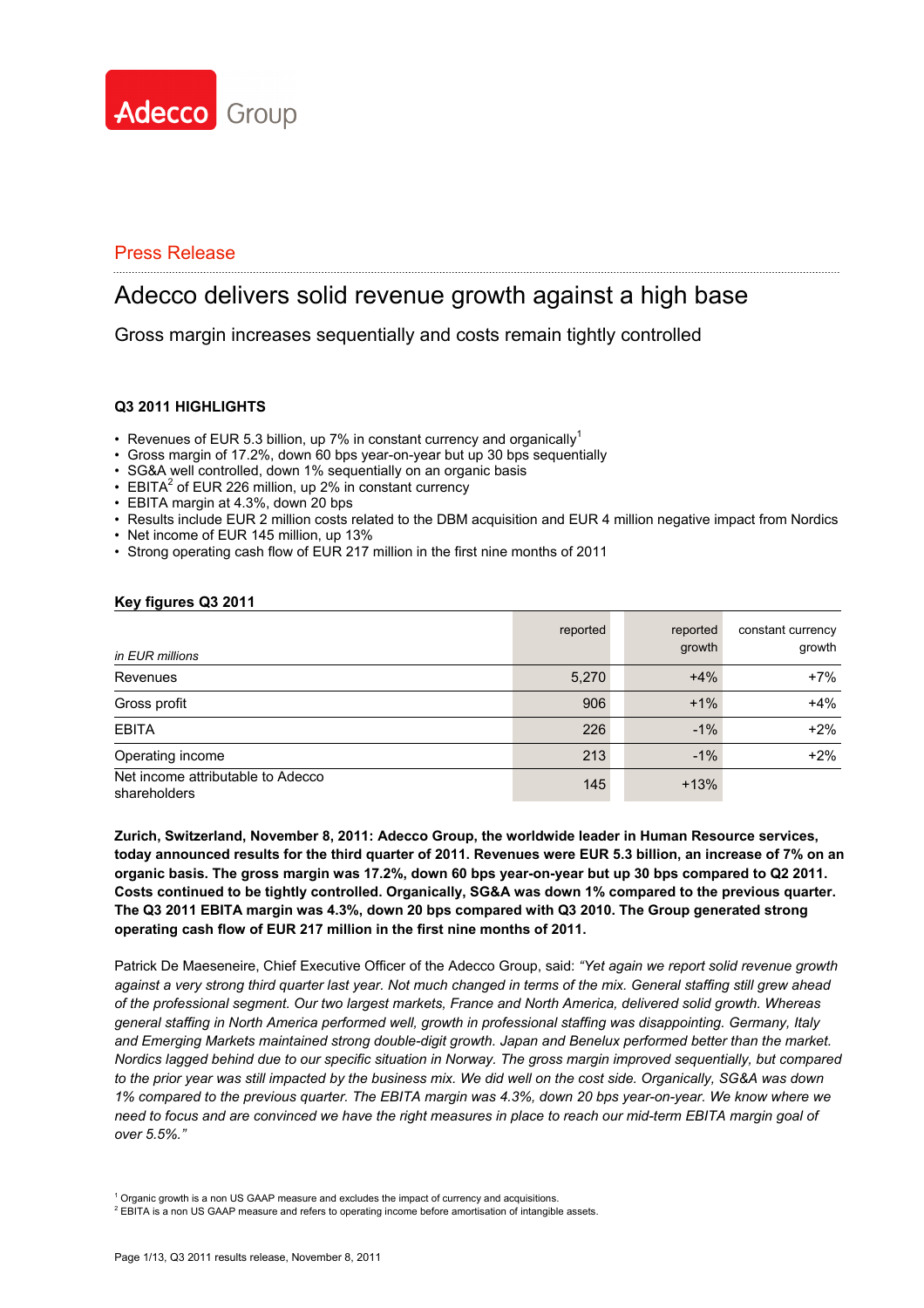Adecco Group

Press Release

# Adecco delivers solid revenue growth against a high base

## Gross margin increases sequentially and costs remain tightly controlled

### Q3 2011 HIGHLIGHTS

- Revenues of EUR 5.3 billion, up 7% in constant currency and organically[1]
- Gross margin of 17.2%, down 60 bps year-on-year but up 30 bps sequentially
- SG&A well controlled, down 1% sequentially on an organic basis
- EBITA[2] of EUR 226 million, up 2% in constant currency
- EBITA margin at 4.3%, down 20 bps
- Results include EUR 2 million costs related to the DBM acquisition and EUR 4 million negative impact from Nordics
- Net income of EUR 145 million, up 13%
- Strong operating cash flow of EUR 217 million in the first nine months of 2011

### Key figures Q3 2011

| *in EUR millions* | reported | reported growth | constant currency growth |
|---|---|---|---|
| Revenues | 5,270 | +4% | +7% |
| Gross profit | 906 | +1% | +4% |
| EBITA | 226 | -1% | +2% |
| Operating income | 213 | -1% | +2% |
| Net income attributable to Adecco shareholders | 145 | +13% | |

**Zurich, Switzerland, November 8, 2011: Adecco Group, the worldwide leader in Human Resource services, today announced results for the third quarter of 2011. Revenues were EUR 5.3 billion, an increase of 7% on an organic basis. The gross margin was 17.2%, down 60 bps year-on-year but up 30 bps compared to Q2 2011. Costs continued to be tightly controlled. Organically, SG&A was down 1% compared to the previous quarter. The Q3 2011 EBITA margin was 4.3%, down 20 bps compared with Q3 2010. The Group generated strong operating cash flow of EUR 217 million in the first nine months of 2011.**

Patrick De Maeseneire, Chief Executive Officer of the Adecco Group, said: *"Yet again we report solid revenue growth against a very strong third quarter last year. Not much changed in terms of the mix. General staffing still grew ahead of the professional segment. Our two largest markets, France and North America, delivered solid growth. Whereas general staffing in North America performed well, growth in professional staffing was disappointing. Germany, Italy and Emerging Markets maintained strong double-digit growth. Japan and Benelux performed better than the market. Nordics lagged behind due to our specific situation in Norway. The gross margin improved sequentially, but compared to the prior year was still impacted by the business mix. We did well on the cost side. Organically, SG&A was down 1% compared to the previous quarter. The EBITA margin was 4.3%, down 20 bps year-on-year. We know where we need to focus and are convinced we have the right measures in place to reach our mid-term EBITA margin goal of over 5.5%."*

[1] Organic growth is a non US GAAP measure and excludes the impact of currency and acquisitions.
[2] EBITA is a non US GAAP measure and refers to operating income before amortisation of intangible assets.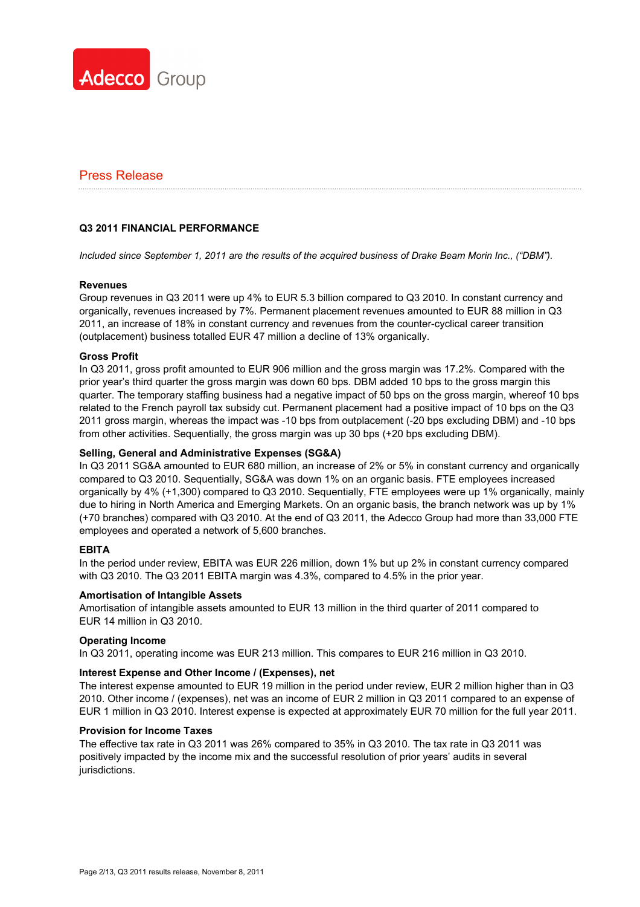Adecco Group

Press Release

## Q3 2011 FINANCIAL PERFORMANCE

*Included since September 1, 2011 are the results of the acquired business of Drake Beam Morin Inc., ("DBM").*

### Revenues

Group revenues in Q3 2011 were up 4% to EUR 5.3 billion compared to Q3 2010. In constant currency and organically, revenues increased by 7%. Permanent placement revenues amounted to EUR 88 million in Q3 2011, an increase of 18% in constant currency and revenues from the counter-cyclical career transition (outplacement) business totalled EUR 47 million a decline of 13% organically.

### Gross Profit

In Q3 2011, gross profit amounted to EUR 906 million and the gross margin was 17.2%. Compared with the prior year's third quarter the gross margin was down 60 bps. DBM added 10 bps to the gross margin this quarter. The temporary staffing business had a negative impact of 50 bps on the gross margin, whereof 10 bps related to the French payroll tax subsidy cut. Permanent placement had a positive impact of 10 bps on the Q3 2011 gross margin, whereas the impact was -10 bps from outplacement (-20 bps excluding DBM) and -10 bps from other activities. Sequentially, the gross margin was up 30 bps (+20 bps excluding DBM).

### Selling, General and Administrative Expenses (SG&A)

In Q3 2011 SG&A amounted to EUR 680 million, an increase of 2% or 5% in constant currency and organically compared to Q3 2010. Sequentially, SG&A was down 1% on an organic basis. FTE employees increased organically by 4% (+1,300) compared to Q3 2010. Sequentially, FTE employees were up 1% organically, mainly due to hiring in North America and Emerging Markets. On an organic basis, the branch network was up by 1% (+70 branches) compared with Q3 2010. At the end of Q3 2011, the Adecco Group had more than 33,000 FTE employees and operated a network of 5,600 branches.

### EBITA

In the period under review, EBITA was EUR 226 million, down 1% but up 2% in constant currency compared with Q3 2010. The Q3 2011 EBITA margin was 4.3%, compared to 4.5% in the prior year.

### Amortisation of Intangible Assets

Amortisation of intangible assets amounted to EUR 13 million in the third quarter of 2011 compared to EUR 14 million in Q3 2010.

### Operating Income

In Q3 2011, operating income was EUR 213 million. This compares to EUR 216 million in Q3 2010.

### Interest Expense and Other Income / (Expenses), net

The interest expense amounted to EUR 19 million in the period under review, EUR 2 million higher than in Q3 2010. Other income / (expenses), net was an income of EUR 2 million in Q3 2011 compared to an expense of EUR 1 million in Q3 2010. Interest expense is expected at approximately EUR 70 million for the full year 2011.

### Provision for Income Taxes

The effective tax rate in Q3 2011 was 26% compared to 35% in Q3 2010. The tax rate in Q3 2011 was positively impacted by the income mix and the successful resolution of prior years' audits in several jurisdictions.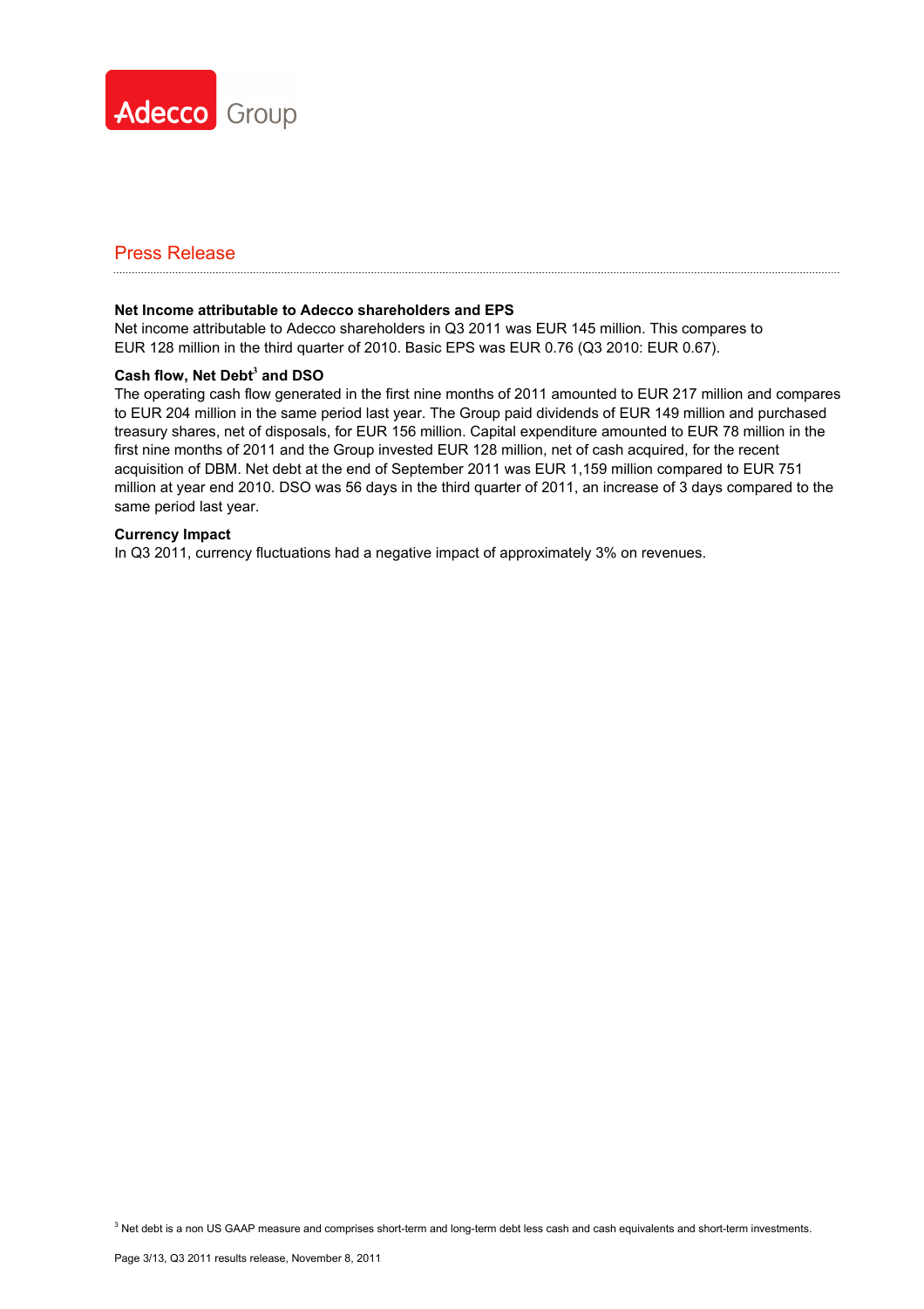Press Release

**Net Income attributable to Adecco shareholders and EPS**

Net income attributable to Adecco shareholders in Q3 2011 was EUR 145 million. This compares to EUR 128 million in the third quarter of 2010. Basic EPS was EUR 0.76 (Q3 2010: EUR 0.67).

**Cash flow, Net Debt[3] and DSO**

The operating cash flow generated in the first nine months of 2011 amounted to EUR 217 million and compares to EUR 204 million in the same period last year. The Group paid dividends of EUR 149 million and purchased treasury shares, net of disposals, for EUR 156 million. Capital expenditure amounted to EUR 78 million in the first nine months of 2011 and the Group invested EUR 128 million, net of cash acquired, for the recent acquisition of DBM. Net debt at the end of September 2011 was EUR 1,159 million compared to EUR 751 million at year end 2010. DSO was 56 days in the third quarter of 2011, an increase of 3 days compared to the same period last year.

**Currency Impact**

In Q3 2011, currency fluctuations had a negative impact of approximately 3% on revenues.

[3] Net debt is a non US GAAP measure and comprises short-term and long-term debt less cash and cash equivalents and short-term investments.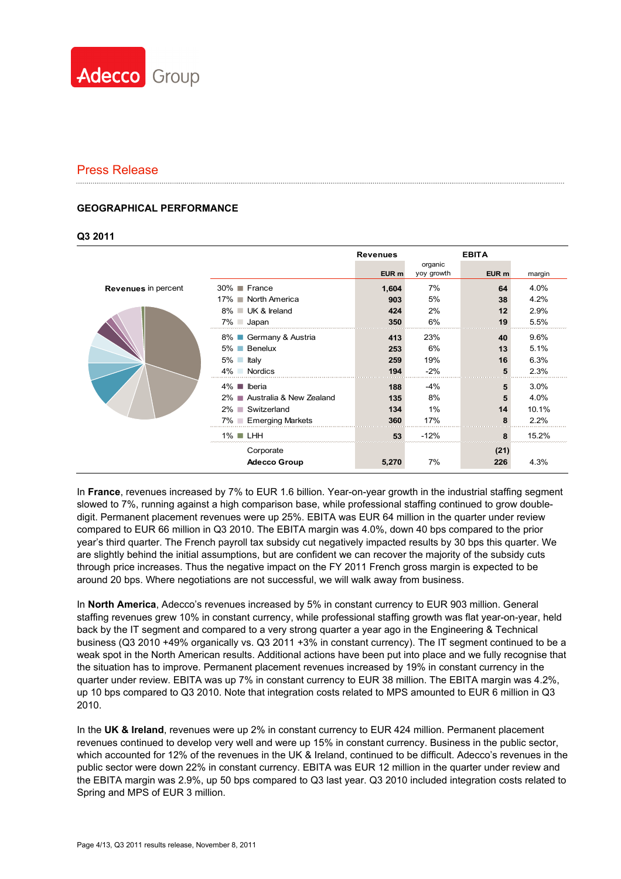Press Release

## GEOGRAPHICAL PERFORMANCE

### Q3 2011

Revenues in percent

| % | Region | Revenues EUR m | Revenues organic yoy growth | EBITA EUR m | EBITA margin |
|---|---|---|---|---|---|
| 30% | France | 1,604 | 7% | 64 | 4.0% |
| 17% | North America | 903 | 5% | 38 | 4.2% |
| 8% | UK & Ireland | 424 | 2% | 12 | 2.9% |
| 7% | Japan | 350 | 6% | 19 | 5.5% |
| 8% | Germany & Austria | 413 | 23% | 40 | 9.6% |
| 5% | Benelux | 253 | 6% | 13 | 5.1% |
| 5% | Italy | 259 | 19% | 16 | 6.3% |
| 4% | Nordics | 194 | -2% | 5 | 2.3% |
| 4% | Iberia | 188 | -4% | 5 | 3.0% |
| 2% | Australia & New Zealand | 135 | 8% | 5 | 4.0% |
| 2% | Switzerland | 134 | 1% | 14 | 10.1% |
| 7% | Emerging Markets | 360 | 17% | 8 | 2.2% |
| 1% | LHH | 53 | -12% | 8 | 15.2% |
| | Corporate | | | (21) | |
| | **Adecco Group** | 5,270 | 7% | 226 | 4.3% |

In **France**, revenues increased by 7% to EUR 1.6 billion. Year-on-year growth in the industrial staffing segment slowed to 7%, running against a high comparison base, while professional staffing continued to grow double-digit. Permanent placement revenues were up 25%. EBITA was EUR 64 million in the quarter under review compared to EUR 66 million in Q3 2010. The EBITA margin was 4.0%, down 40 bps compared to the prior year's third quarter. The French payroll tax subsidy cut negatively impacted results by 30 bps this quarter. We are slightly behind the initial assumptions, but are confident we can recover the majority of the subsidy cuts through price increases. Thus the negative impact on the FY 2011 French gross margin is expected to be around 20 bps. Where negotiations are not successful, we will walk away from business.

In **North America**, Adecco's revenues increased by 5% in constant currency to EUR 903 million. General staffing revenues grew 10% in constant currency, while professional staffing growth was flat year-on-year, held back by the IT segment and compared to a very strong quarter a year ago in the Engineering & Technical business (Q3 2010 +49% organically vs. Q3 2011 +3% in constant currency). The IT segment continued to be a weak spot in the North American results. Additional actions have been put into place and we fully recognise that the situation has to improve. Permanent placement revenues increased by 19% in constant currency in the quarter under review. EBITA was up 7% in constant currency to EUR 38 million. The EBITA margin was 4.2%, up 10 bps compared to Q3 2010. Note that integration costs related to MPS amounted to EUR 6 million in Q3 2010.

In the **UK & Ireland**, revenues were up 2% in constant currency to EUR 424 million. Permanent placement revenues continued to develop very well and were up 15% in constant currency. Business in the public sector, which accounted for 12% of the revenues in the UK & Ireland, continued to be difficult. Adecco's revenues in the public sector were down 22% in constant currency. EBITA was EUR 12 million in the quarter under review and the EBITA margin was 2.9%, up 50 bps compared to Q3 last year. Q3 2010 included integration costs related to Spring and MPS of EUR 3 million.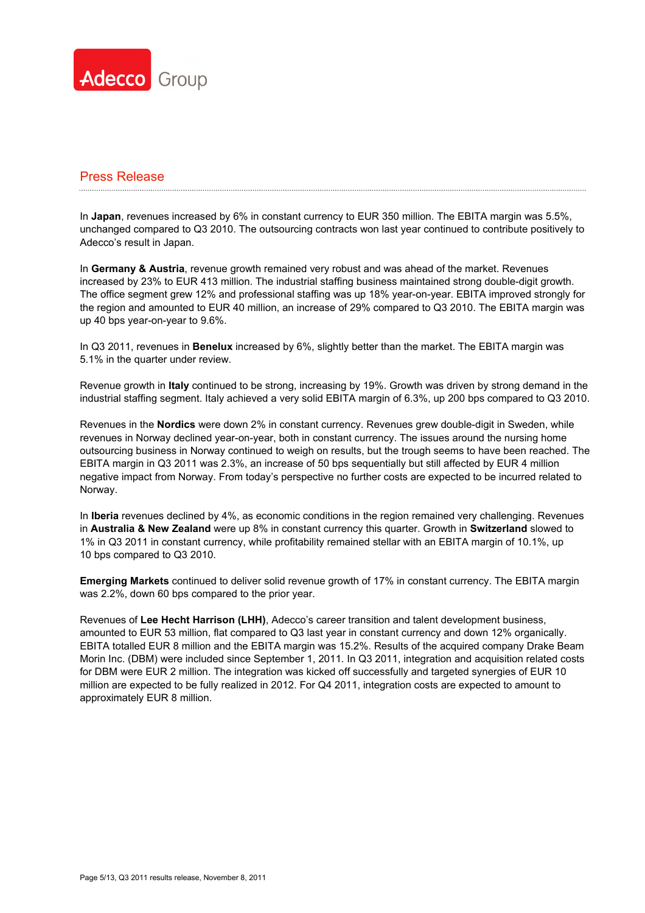## Press Release

In **Japan**, revenues increased by 6% in constant currency to EUR 350 million. The EBITA margin was 5.5%, unchanged compared to Q3 2010. The outsourcing contracts won last year continued to contribute positively to Adecco's result in Japan.

In **Germany & Austria**, revenue growth remained very robust and was ahead of the market. Revenues increased by 23% to EUR 413 million. The industrial staffing business maintained strong double-digit growth. The office segment grew 12% and professional staffing was up 18% year-on-year. EBITA improved strongly for the region and amounted to EUR 40 million, an increase of 29% compared to Q3 2010. The EBITA margin was up 40 bps year-on-year to 9.6%.

In Q3 2011, revenues in **Benelux** increased by 6%, slightly better than the market. The EBITA margin was 5.1% in the quarter under review.

Revenue growth in **Italy** continued to be strong, increasing by 19%. Growth was driven by strong demand in the industrial staffing segment. Italy achieved a very solid EBITA margin of 6.3%, up 200 bps compared to Q3 2010.

Revenues in the **Nordics** were down 2% in constant currency. Revenues grew double-digit in Sweden, while revenues in Norway declined year-on-year, both in constant currency. The issues around the nursing home outsourcing business in Norway continued to weigh on results, but the trough seems to have been reached. The EBITA margin in Q3 2011 was 2.3%, an increase of 50 bps sequentially but still affected by EUR 4 million negative impact from Norway. From today's perspective no further costs are expected to be incurred related to Norway.

In **Iberia** revenues declined by 4%, as economic conditions in the region remained very challenging. Revenues in **Australia & New Zealand** were up 8% in constant currency this quarter. Growth in **Switzerland** slowed to 1% in Q3 2011 in constant currency, while profitability remained stellar with an EBITA margin of 10.1%, up 10 bps compared to Q3 2010.

**Emerging Markets** continued to deliver solid revenue growth of 17% in constant currency. The EBITA margin was 2.2%, down 60 bps compared to the prior year.

Revenues of **Lee Hecht Harrison (LHH)**, Adecco's career transition and talent development business, amounted to EUR 53 million, flat compared to Q3 last year in constant currency and down 12% organically. EBITA totalled EUR 8 million and the EBITA margin was 15.2%. Results of the acquired company Drake Beam Morin Inc. (DBM) were included since September 1, 2011. In Q3 2011, integration and acquisition related costs for DBM were EUR 2 million. The integration was kicked off successfully and targeted synergies of EUR 10 million are expected to be fully realized in 2012. For Q4 2011, integration costs are expected to amount to approximately EUR 8 million.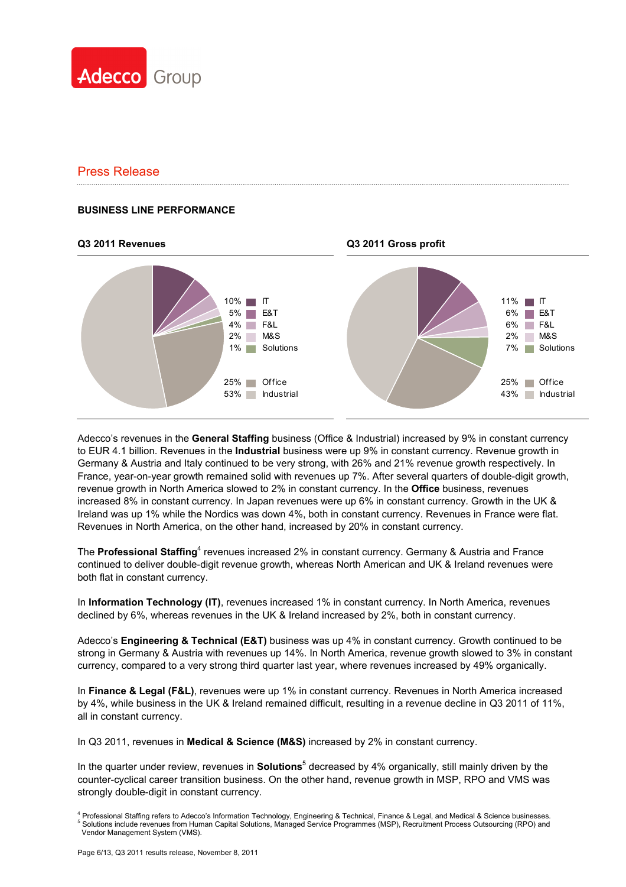Press Release

**BUSINESS LINE PERFORMANCE**

**Q3 2011 Revenues**

| Share | Business line |
|---|---|
| 10% | IT |
| 5% | E&T |
| 4% | F&L |
| 2% | M&S |
| 1% | Solutions |
| 25% | Office |
| 53% | Industrial |

**Q3 2011 Gross profit**

| Share | Business line |
|---|---|
| 11% | IT |
| 6% | E&T |
| 6% | F&L |
| 2% | M&S |
| 7% | Solutions |
| 25% | Office |
| 43% | Industrial |

Adecco's revenues in the **General Staffing** business (Office & Industrial) increased by 9% in constant currency to EUR 4.1 billion. Revenues in the **Industrial** business were up 9% in constant currency. Revenue growth in Germany & Austria and Italy continued to be very strong, with 26% and 21% revenue growth respectively. In France, year-on-year growth remained solid with revenues up 7%. After several quarters of double-digit growth, revenue growth in North America slowed to 2% in constant currency. In the **Office** business, revenues increased 8% in constant currency. In Japan revenues were up 6% in constant currency. Growth in the UK & Ireland was up 1% while the Nordics was down 4%, both in constant currency. Revenues in France were flat. Revenues in North America, on the other hand, increased by 20% in constant currency.

The **Professional Staffing**[4] revenues increased 2% in constant currency. Germany & Austria and France continued to deliver double-digit revenue growth, whereas North American and UK & Ireland revenues were both flat in constant currency.

In **Information Technology (IT)**, revenues increased 1% in constant currency. In North America, revenues declined by 6%, whereas revenues in the UK & Ireland increased by 2%, both in constant currency.

Adecco's **Engineering & Technical (E&T)** business was up 4% in constant currency. Growth continued to be strong in Germany & Austria with revenues up 14%. In North America, revenue growth slowed to 3% in constant currency, compared to a very strong third quarter last year, where revenues increased by 49% organically.

In **Finance & Legal (F&L)**, revenues were up 1% in constant currency. Revenues in North America increased by 4%, while business in the UK & Ireland remained difficult, resulting in a revenue decline in Q3 2011 of 11%, all in constant currency.

In Q3 2011, revenues in **Medical & Science (M&S)** increased by 2% in constant currency.

In the quarter under review, revenues in **Solutions**[5] decreased by 4% organically, still mainly driven by the counter-cyclical career transition business. On the other hand, revenue growth in MSP, RPO and VMS was strongly double-digit in constant currency.

[4] Professional Staffing refers to Adecco's Information Technology, Engineering & Technical, Finance & Legal, and Medical & Science businesses.
[5] Solutions include revenues from Human Capital Solutions, Managed Service Programmes (MSP), Recruitment Process Outsourcing (RPO) and Vendor Management System (VMS).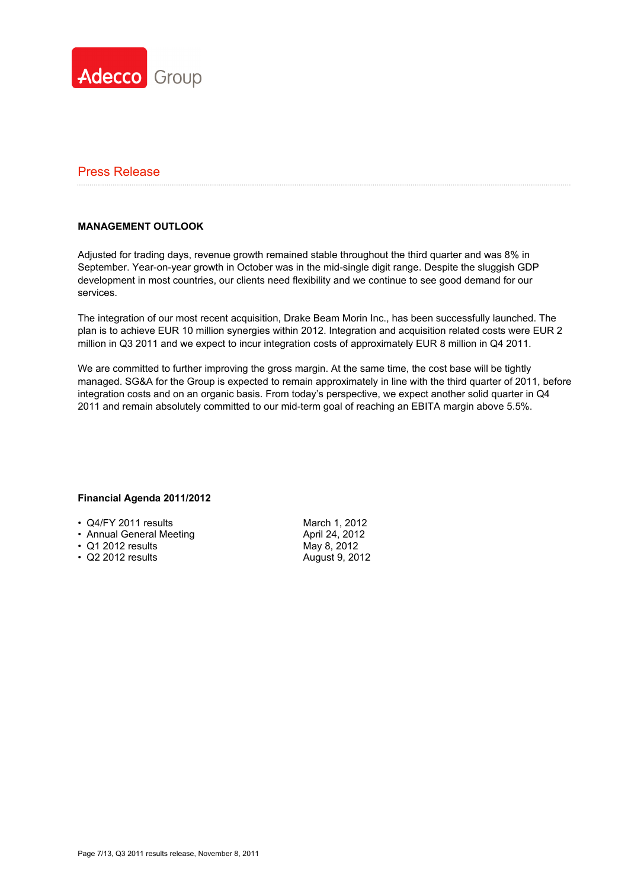Adecco Group

Press Release

## MANAGEMENT OUTLOOK

Adjusted for trading days, revenue growth remained stable throughout the third quarter and was 8% in September. Year-on-year growth in October was in the mid-single digit range. Despite the sluggish GDP development in most countries, our clients need flexibility and we continue to see good demand for our services.

The integration of our most recent acquisition, Drake Beam Morin Inc., has been successfully launched. The plan is to achieve EUR 10 million synergies within 2012. Integration and acquisition related costs were EUR 2 million in Q3 2011 and we expect to incur integration costs of approximately EUR 8 million in Q4 2011.

We are committed to further improving the gross margin. At the same time, the cost base will be tightly managed. SG&A for the Group is expected to remain approximately in line with the third quarter of 2011, before integration costs and on an organic basis. From today's perspective, we expect another solid quarter in Q4 2011 and remain absolutely committed to our mid-term goal of reaching an EBITA margin above 5.5%.

### Financial Agenda 2011/2012

- Q4/FY 2011 results — March 1, 2012
- Annual General Meeting — April 24, 2012
- Q1 2012 results — May 8, 2012
- Q2 2012 results — August 9, 2012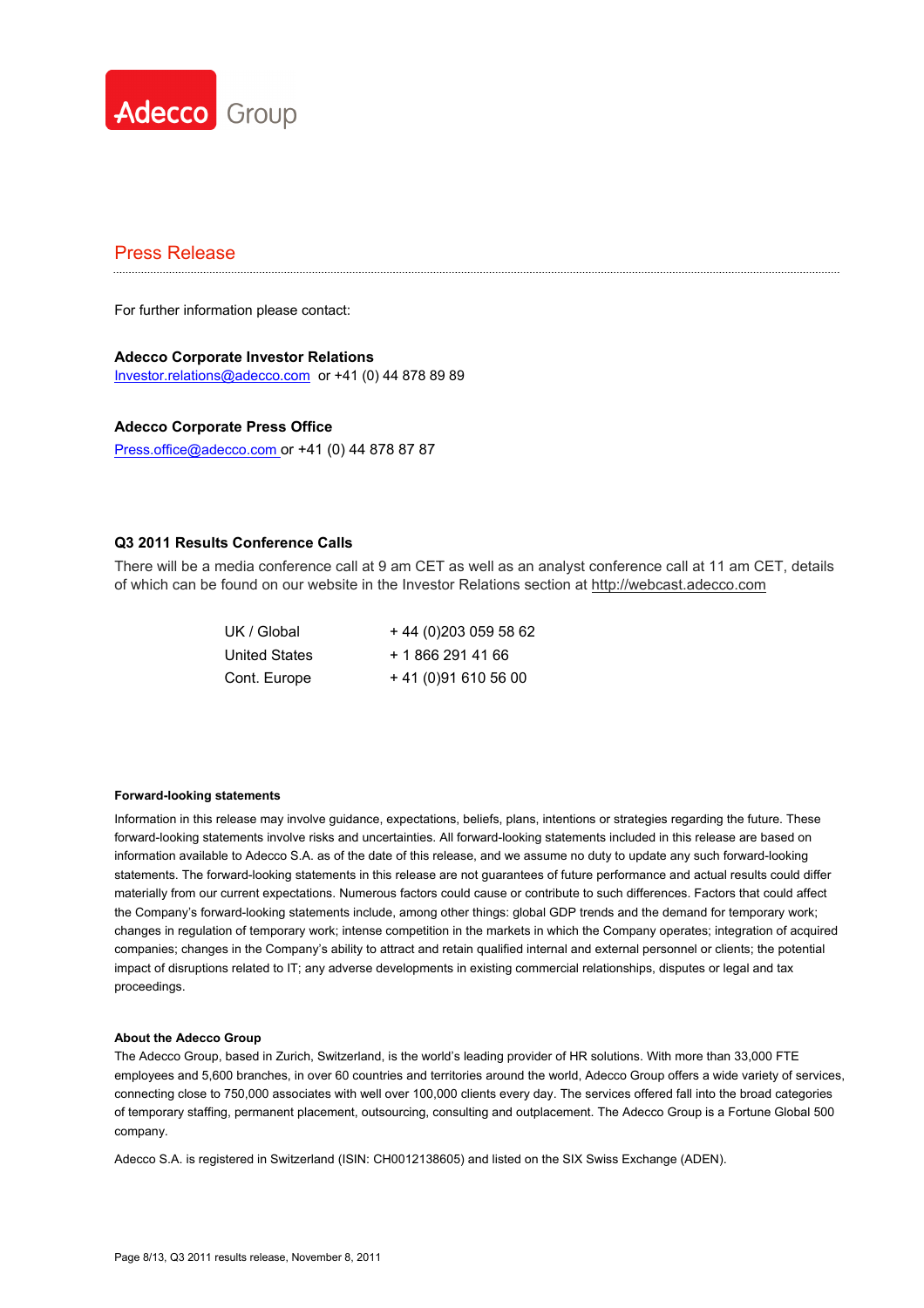Adecco Group

## Press Release

For further information please contact:

**Adecco Corporate Investor Relations**
Investor.relations@adecco.com or +41 (0) 44 878 89 89

**Adecco Corporate Press Office**
Press.office@adecco.com or +41 (0) 44 878 87 87

### Q3 2011 Results Conference Calls

There will be a media conference call at 9 am CET as well as an analyst conference call at 11 am CET, details of which can be found on our website in the Investor Relations section at http://webcast.adecco.com

| | |
|---|---|
| UK / Global | + 44 (0)203 059 58 62 |
| United States | + 1 866 291 41 66 |
| Cont. Europe | + 41 (0)91 610 56 00 |

**Forward-looking statements**

Information in this release may involve guidance, expectations, beliefs, plans, intentions or strategies regarding the future. These forward-looking statements involve risks and uncertainties. All forward-looking statements included in this release are based on information available to Adecco S.A. as of the date of this release, and we assume no duty to update any such forward-looking statements. The forward-looking statements in this release are not guarantees of future performance and actual results could differ materially from our current expectations. Numerous factors could cause or contribute to such differences. Factors that could affect the Company's forward-looking statements include, among other things: global GDP trends and the demand for temporary work; changes in regulation of temporary work; intense competition in the markets in which the Company operates; integration of acquired companies; changes in the Company's ability to attract and retain qualified internal and external personnel or clients; the potential impact of disruptions related to IT; any adverse developments in existing commercial relationships, disputes or legal and tax proceedings.

**About the Adecco Group**

The Adecco Group, based in Zurich, Switzerland, is the world's leading provider of HR solutions. With more than 33,000 FTE employees and 5,600 branches, in over 60 countries and territories around the world, Adecco Group offers a wide variety of services, connecting close to 750,000 associates with well over 100,000 clients every day. The services offered fall into the broad categories of temporary staffing, permanent placement, outsourcing, consulting and outplacement. The Adecco Group is a Fortune Global 500 company.

Adecco S.A. is registered in Switzerland (ISIN: CH0012138605) and listed on the SIX Swiss Exchange (ADEN).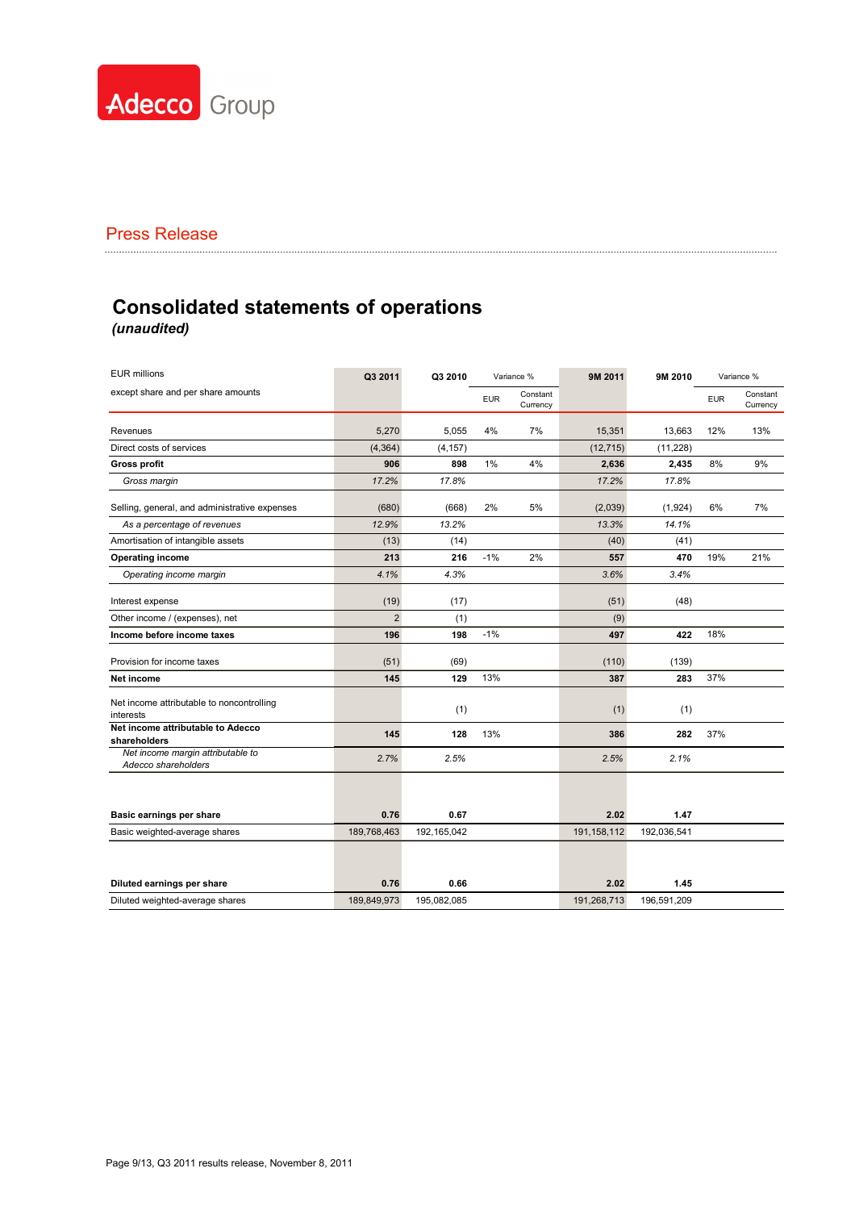Adecco Group

Press Release

# Consolidated statements of operations

***(unaudited)***

| EUR millions<br>except share and per share amounts | Q3 2011 | Q3 2010 | Variance % | | 9M 2011 | 9M 2010 | Variance % | |
|---|---|---|---|---|---|---|---|---|
| | | | EUR | Constant Currency | | | EUR | Constant Currency |
| Revenues | 5,270 | 5,055 | 4% | 7% | 15,351 | 13,663 | 12% | 13% |
| Direct costs of services | (4,364) | (4,157) | | | (12,715) | (11,228) | | |
| **Gross profit** | **906** | **898** | 1% | 4% | **2,636** | **2,435** | 8% | 9% |
| *Gross margin* | *17.2%* | *17.8%* | | | *17.2%* | *17.8%* | | |
| Selling, general, and administrative expenses | (680) | (668) | 2% | 5% | (2,039) | (1,924) | 6% | 7% |
| *As a percentage of revenues* | *12.9%* | *13.2%* | | | *13.3%* | *14.1%* | | |
| Amortisation of intangible assets | (13) | (14) | | | (40) | (41) | | |
| **Operating income** | **213** | **216** | -1% | 2% | **557** | **470** | 19% | 21% |
| *Operating income margin* | *4.1%* | *4.3%* | | | *3.6%* | *3.4%* | | |
| Interest expense | (19) | (17) | | | (51) | (48) | | |
| Other income / (expenses), net | 2 | (1) | | | (9) | | | |
| **Income before income taxes** | **196** | **198** | -1% | | **497** | **422** | 18% | |
| Provision for income taxes | (51) | (69) | | | (110) | (139) | | |
| **Net income** | **145** | **129** | 13% | | **387** | **283** | 37% | |
| Net income attributable to noncontrolling interests | | (1) | | | (1) | (1) | | |
| **Net income attributable to Adecco shareholders** | **145** | **128** | 13% | | **386** | **282** | 37% | |
| *Net income margin attributable to Adecco shareholders* | *2.7%* | *2.5%* | | | *2.5%* | *2.1%* | | |
| **Basic earnings per share** | **0.76** | **0.67** | | | **2.02** | **1.47** | | |
| Basic weighted-average shares | 189,768,463 | 192,165,042 | | | 191,158,112 | 192,036,541 | | |
| **Diluted earnings per share** | **0.76** | **0.66** | | | **2.02** | **1.45** | | |
| Diluted weighted-average shares | 189,849,973 | 195,082,085 | | | 191,268,713 | 196,591,209 | | |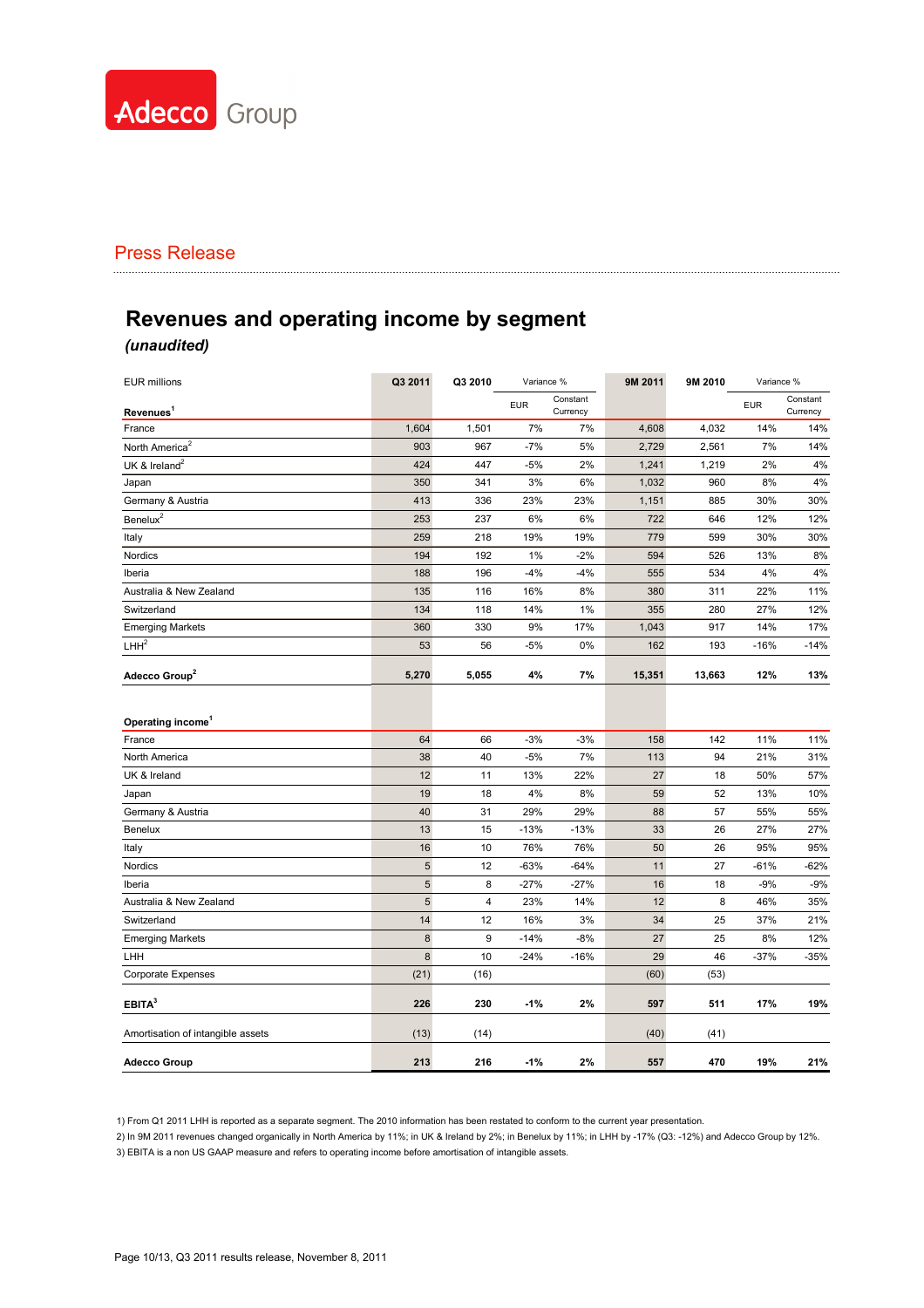Adecco Group

Press Release

# Revenues and operating income by segment

***(unaudited)***

| EUR millions | Q3 2011 | Q3 2010 | Variance % | | 9M 2011 | 9M 2010 | Variance % | |
|---|---|---|---|---|---|---|---|---|
| **Revenues**[1] | | | EUR | Constant Currency | | | EUR | Constant Currency |
| France | 1,604 | 1,501 | 7% | 7% | 4,608 | 4,032 | 14% | 14% |
| North America[2] | 903 | 967 | -7% | 5% | 2,729 | 2,561 | 7% | 14% |
| UK & Ireland[2] | 424 | 447 | -5% | 2% | 1,241 | 1,219 | 2% | 4% |
| Japan | 350 | 341 | 3% | 6% | 1,032 | 960 | 8% | 4% |
| Germany & Austria | 413 | 336 | 23% | 23% | 1,151 | 885 | 30% | 30% |
| Benelux[2] | 253 | 237 | 6% | 6% | 722 | 646 | 12% | 12% |
| Italy | 259 | 218 | 19% | 19% | 779 | 599 | 30% | 30% |
| Nordics | 194 | 192 | 1% | -2% | 594 | 526 | 13% | 8% |
| Iberia | 188 | 196 | -4% | -4% | 555 | 534 | 4% | 4% |
| Australia & New Zealand | 135 | 116 | 16% | 8% | 380 | 311 | 22% | 11% |
| Switzerland | 134 | 118 | 14% | 1% | 355 | 280 | 27% | 12% |
| Emerging Markets | 360 | 330 | 9% | 17% | 1,043 | 917 | 14% | 17% |
| LHH[2] | 53 | 56 | -5% | 0% | 162 | 193 | -16% | -14% |
| **Adecco Group**[2] | **5,270** | **5,055** | **4%** | **7%** | **15,351** | **13,663** | **12%** | **13%** |
| | | | | | | | | |
| **Operating income**[1] | | | | | | | | |
| France | 64 | 66 | -3% | -3% | 158 | 142 | 11% | 11% |
| North America | 38 | 40 | -5% | 7% | 113 | 94 | 21% | 31% |
| UK & Ireland | 12 | 11 | 13% | 22% | 27 | 18 | 50% | 57% |
| Japan | 19 | 18 | 4% | 8% | 59 | 52 | 13% | 10% |
| Germany & Austria | 40 | 31 | 29% | 29% | 88 | 57 | 55% | 55% |
| Benelux | 13 | 15 | -13% | -13% | 33 | 26 | 27% | 27% |
| Italy | 16 | 10 | 76% | 76% | 50 | 26 | 95% | 95% |
| Nordics | 5 | 12 | -63% | -64% | 11 | 27 | -61% | -62% |
| Iberia | 5 | 8 | -27% | -27% | 16 | 18 | -9% | -9% |
| Australia & New Zealand | 5 | 4 | 23% | 14% | 12 | 8 | 46% | 35% |
| Switzerland | 14 | 12 | 16% | 3% | 34 | 25 | 37% | 21% |
| Emerging Markets | 8 | 9 | -14% | -8% | 27 | 25 | 8% | 12% |
| LHH | 8 | 10 | -24% | -16% | 29 | 46 | -37% | -35% |
| Corporate Expenses | (21) | (16) | | | (60) | (53) | | |
| **EBITA**[3] | **226** | **230** | **-1%** | **2%** | **597** | **511** | **17%** | **19%** |
| Amortisation of intangible assets | (13) | (14) | | | (40) | (41) | | |
| **Adecco Group** | **213** | **216** | **-1%** | **2%** | **557** | **470** | **19%** | **21%** |

1) From Q1 2011 LHH is reported as a separate segment. The 2010 information has been restated to conform to the current year presentation.

2) In 9M 2011 revenues changed organically in North America by 11%; in UK & Ireland by 2%; in Benelux by 11%; in LHH by -17% (Q3: -12%) and Adecco Group by 12%.

3) EBITA is a non US GAAP measure and refers to operating income before amortisation of intangible assets.

Page 10/13, Q3 2011 results release, November 8, 2011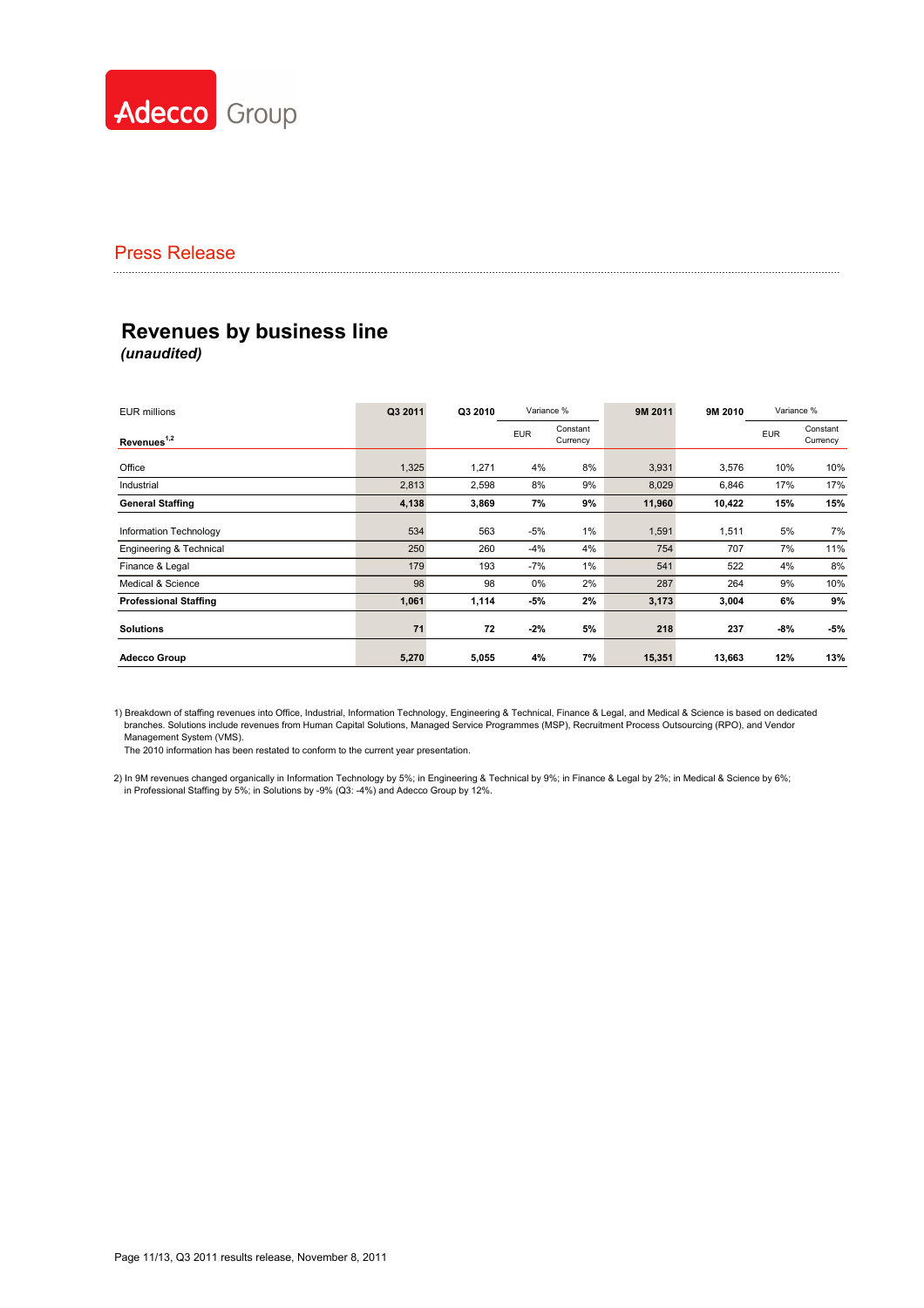Adecco Group

Press Release

## Revenues by business line

***(unaudited)***

| EUR millions | Q3 2011 | Q3 2010 | Variance % | | 9M 2011 | 9M 2010 | Variance % | |
|---|---|---|---|---|---|---|---|---|
| **Revenues** [1,2] | | | EUR | Constant Currency | | | EUR | Constant Currency |
| Office | 1,325 | 1,271 | 4% | 8% | 3,931 | 3,576 | 10% | 10% |
| Industrial | 2,813 | 2,598 | 8% | 9% | 8,029 | 6,846 | 17% | 17% |
| **General Staffing** | **4,138** | **3,869** | **7%** | **9%** | **11,960** | **10,422** | **15%** | **15%** |
| Information Technology | 534 | 563 | -5% | 1% | 1,591 | 1,511 | 5% | 7% |
| Engineering & Technical | 250 | 260 | -4% | 4% | 754 | 707 | 7% | 11% |
| Finance & Legal | 179 | 193 | -7% | 1% | 541 | 522 | 4% | 8% |
| Medical & Science | 98 | 98 | 0% | 2% | 287 | 264 | 9% | 10% |
| **Professional Staffing** | **1,061** | **1,114** | **-5%** | **2%** | **3,173** | **3,004** | **6%** | **9%** |
| **Solutions** | **71** | **72** | **-2%** | **5%** | **218** | **237** | **-8%** | **-5%** |
| **Adecco Group** | **5,270** | **5,055** | **4%** | **7%** | **15,351** | **13,663** | **12%** | **13%** |

1) Breakdown of staffing revenues into Office, Industrial, Information Technology, Engineering & Technical, Finance & Legal, and Medical & Science is based on dedicated branches. Solutions include revenues from Human Capital Solutions, Managed Service Programmes (MSP), Recruitment Process Outsourcing (RPO), and Vendor Management System (VMS).
The 2010 information has been restated to conform to the current year presentation.

2) In 9M revenues changed organically in Information Technology by 5%; in Engineering & Technical by 9%; in Finance & Legal by 2%; in Medical & Science by 6%; in Professional Staffing by 5%; in Solutions by -9% (Q3: -4%) and Adecco Group by 12%.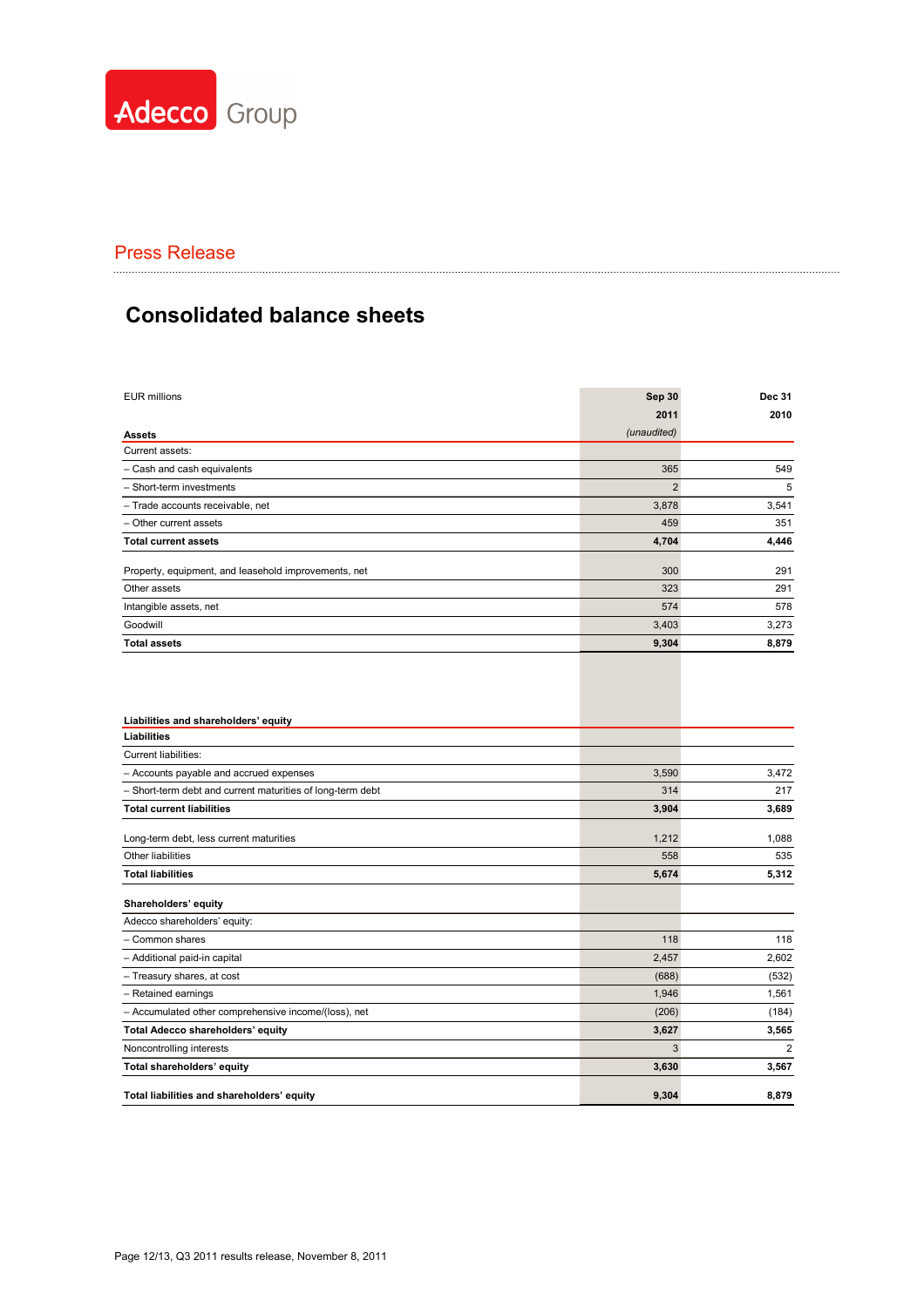Adecco Group

Press Release

# Consolidated balance sheets

| EUR millions | Sep 30 2011 *(unaudited)* | Dec 31 2010 |
|---|---|---|
| **Assets** | | |
| Current assets: | | |
| – Cash and cash equivalents | 365 | 549 |
| – Short-term investments | 2 | 5 |
| – Trade accounts receivable, net | 3,878 | 3,541 |
| – Other current assets | 459 | 351 |
| **Total current assets** | **4,704** | **4,446** |
| Property, equipment, and leasehold improvements, net | 300 | 291 |
| Other assets | 323 | 291 |
| Intangible assets, net | 574 | 578 |
| Goodwill | 3,403 | 3,273 |
| **Total assets** | **9,304** | **8,879** |

| EUR millions | Sep 30 2011 *(unaudited)* | Dec 31 2010 |
|---|---|---|
| **Liabilities and shareholders' equity** | | |
| **Liabilities** | | |
| Current liabilities: | | |
| – Accounts payable and accrued expenses | 3,590 | 3,472 |
| – Short-term debt and current maturities of long-term debt | 314 | 217 |
| **Total current liabilities** | **3,904** | **3,689** |
| Long-term debt, less current maturities | 1,212 | 1,088 |
| Other liabilities | 558 | 535 |
| **Total liabilities** | **5,674** | **5,312** |
| **Shareholders' equity** | | |
| Adecco shareholders' equity: | | |
| – Common shares | 118 | 118 |
| – Additional paid-in capital | 2,457 | 2,602 |
| – Treasury shares, at cost | (688) | (532) |
| – Retained earnings | 1,946 | 1,561 |
| – Accumulated other comprehensive income/(loss), net | (206) | (184) |
| **Total Adecco shareholders' equity** | **3,627** | **3,565** |
| Noncontrolling interests | 3 | 2 |
| **Total shareholders' equity** | **3,630** | **3,567** |
| **Total liabilities and shareholders' equity** | **9,304** | **8,879** |

Page 12/13, Q3 2011 results release, November 8, 2011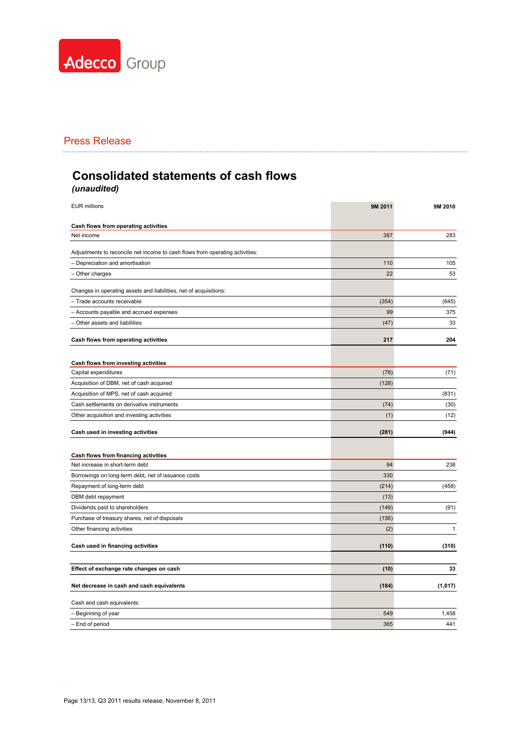Press Release

# Consolidated statements of cash flows

***(unaudited)***

| EUR millions | 9M 2011 | 9M 2010 |
|---|---|---|
| **Cash flows from operating activities** | | |
| Net income | 387 | 283 |
| Adjustments to reconcile net income to cash flows from operating activities: | | |
| – Depreciation and amortisation | 110 | 105 |
| – Other charges | 22 | 53 |
| Changes in operating assets and liabilities, net of acquisitions: | | |
| – Trade accounts receivable | (354) | (645) |
| – Accounts payable and accrued expenses | 99 | 375 |
| – Other assets and liabilities | (47) | 33 |
| **Cash flows from operating activities** | **217** | **204** |
| **Cash flows from investing activities** | | |
| Capital expenditures | (78) | (71) |
| Acquisition of DBM, net of cash acquired | (128) | |
| Acquisition of MPS, net of cash acquired | | (831) |
| Cash settlements on derivative instruments | (74) | (30) |
| Other acquisition and investing activities | (1) | (12) |
| **Cash used in investing activities** | **(281)** | **(944)** |
| **Cash flows from financing activities** | | |
| Net increase in short-term debt | 94 | 238 |
| Borrowings on long-term debt, net of issuance costs | 330 | |
| Repayment of long-term debt | (214) | (458) |
| DBM debt repayment | (13) | |
| Dividends paid to shareholders | (149) | (91) |
| Purchase of treasury shares, net of disposals | (156) | |
| Other financing activities | (2) | 1 |
| **Cash used in financing activities** | **(110)** | **(310)** |
| **Effect of exchange rate changes on cash** | **(10)** | **33** |
| **Net decrease in cash and cash equivalents** | **(184)** | **(1,017)** |
| Cash and cash equivalents: | | |
| – Beginning of year | 549 | 1,458 |
| – End of period | 365 | 441 |

Page 13/13, Q3 2011 results release, November 8, 2011